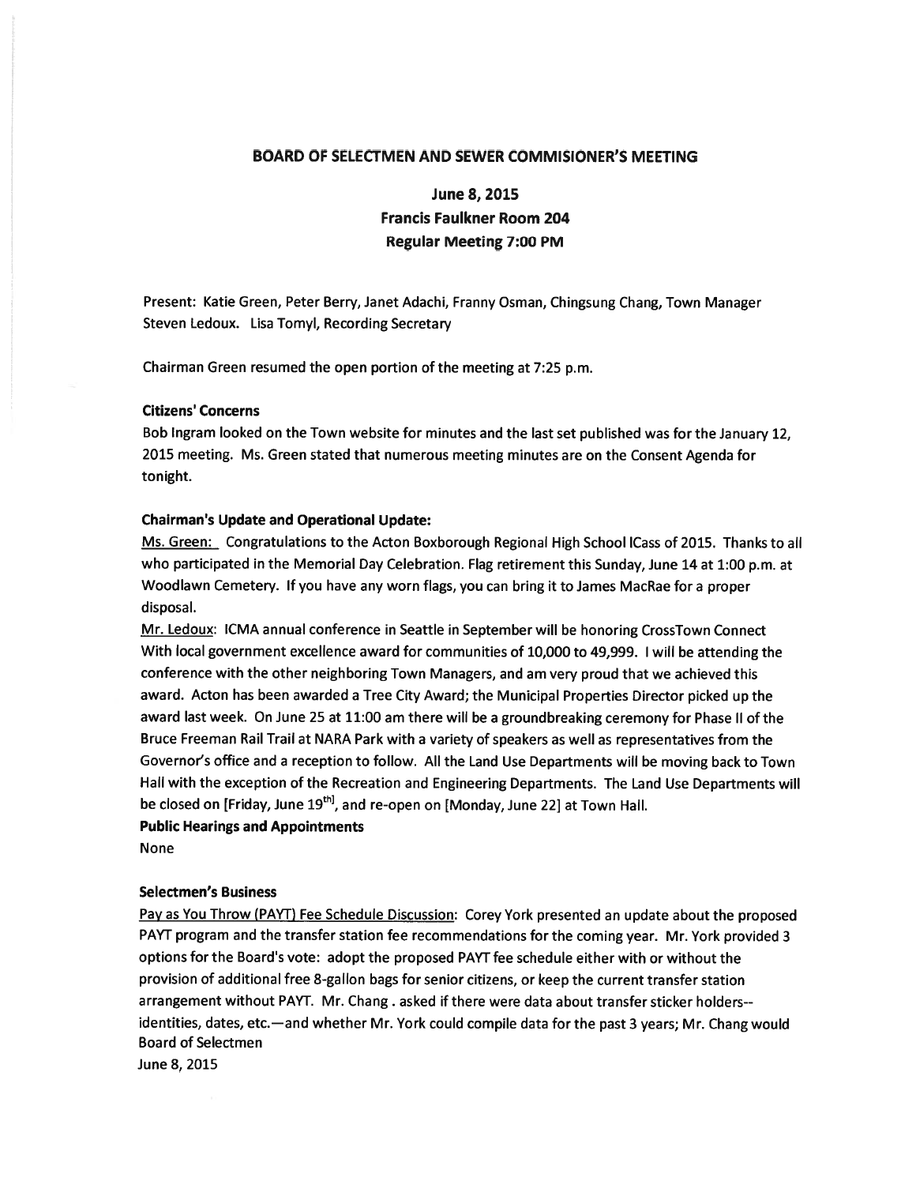# BOARD OF SELECTMEN AND SEWER COMMISIONER'S MEETING

**June 8, 2015**
**Francis Faulkner Room 204**
**Regular Meeting 7:00 PM**

Present: Katie Green, Peter Berry, Janet Adachi, Franny Osman, Chingsung Chang, Town Manager Steven Ledoux. Lisa Tomyl, Recording Secretary

Chairman Green resumed the open portion of the meeting at 7:25 p.m.

### Citizens' Concerns

Bob Ingram looked on the Town website for minutes and the last set published was for the January 12, 2015 meeting. Ms. Green stated that numerous meeting minutes are on the Consent Agenda for tonight.

### Chairman's Update and Operational Update:

Ms. Green: Congratulations to the Acton Boxborough Regional High School lCass of 2015. Thanks to all who participated in the Memorial Day Celebration. Flag retirement this Sunday, June 14 at 1:00 p.m. at Woodlawn Cemetery. If you have any worn flags, you can bring it to James MacRae for a proper disposal.

Mr. Ledoux: ICMA annual conference in Seattle in September will be honoring CrossTown Connect With local government excellence award for communities of 10,000 to 49,999. I will be attending the conference with the other neighboring Town Managers, and am very proud that we achieved this award. Acton has been awarded a Tree City Award; the Municipal Properties Director picked up the award last week. On June 25 at 11:00 am there will be a groundbreaking ceremony for Phase II of the Bruce Freeman Rail Trail at NARA Park with a variety of speakers as well as representatives from the Governor's office and a reception to follow. All the Land Use Departments will be moving back to Town Hall with the exception of the Recreation and Engineering Departments. The Land Use Departments will be closed on [Friday, June 19th], and re-open on [Monday, June 22] at Town Hall.

### Public Hearings and Appointments

None

### Selectmen's Business

Pay as You Throw (PAYT) Fee Schedule Discussion: Corey York presented an update about the proposed PAYT program and the transfer station fee recommendations for the coming year. Mr. York provided 3 options for the Board's vote: adopt the proposed PAYT fee schedule either with or without the provision of additional free 8-gallon bags for senior citizens, or keep the current transfer station arrangement without PAYT. Mr. Chang . asked if there were data about transfer sticker holders--identities, dates, etc.—and whether Mr. York could compile data for the past 3 years; Mr. Chang would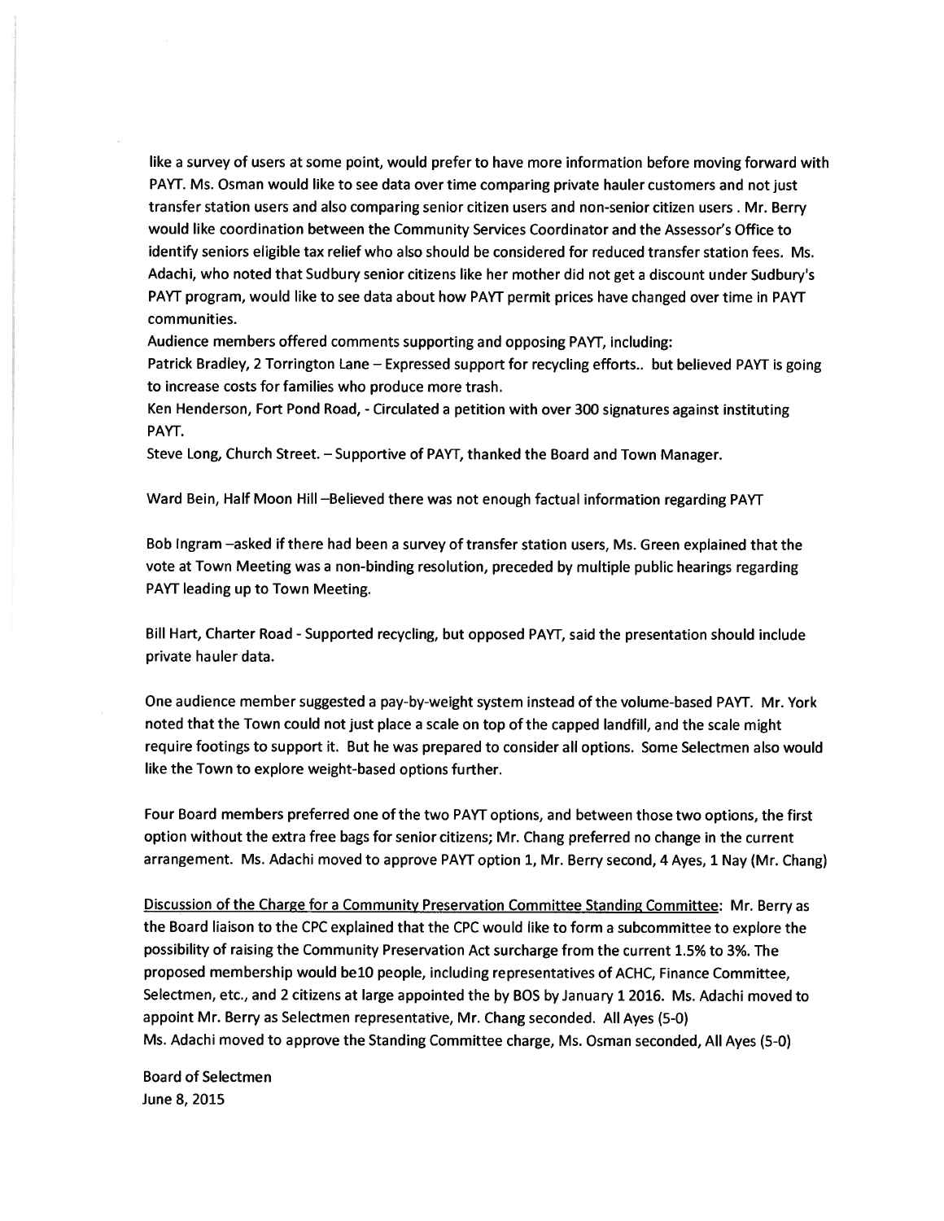like a survey of users at some point, would prefer to have more information before moving forward with PAYT. Ms. Osman would like to see data over time comparing private hauler customers and not just transfer station users and also comparing senior citizen users and non-senior citizen users . Mr. Berry would like coordination between the Community Services Coordinator and the Assessor's Office to identify seniors eligible tax relief who also should be considered for reduced transfer station fees. Ms. Adachi, who noted that Sudbury senior citizens like her mother did not get a discount under Sudbury's PAYT program, would like to see data about how PAYT permit prices have changed over time in PAYT communities.

Audience members offered comments supporting and opposing PAYT, including:

Patrick Bradley, 2 Torrington Lane – Expressed support for recycling efforts.. but believed PAYT is going to increase costs for families who produce more trash.

Ken Henderson, Fort Pond Road, - Circulated a petition with over 300 signatures against instituting PAYT.

Steve Long, Church Street. – Supportive of PAYT, thanked the Board and Town Manager.

Ward Bein, Half Moon Hill –Believed there was not enough factual information regarding PAYT

Bob Ingram –asked if there had been a survey of transfer station users, Ms. Green explained that the vote at Town Meeting was a non-binding resolution, preceded by multiple public hearings regarding PAYT leading up to Town Meeting.

Bill Hart, Charter Road - Supported recycling, but opposed PAYT, said the presentation should include private hauler data.

One audience member suggested a pay-by-weight system instead of the volume-based PAYT. Mr. York noted that the Town could not just place a scale on top of the capped landfill, and the scale might require footings to support it. But he was prepared to consider all options. Some Selectmen also would like the Town to explore weight-based options further.

Four Board members preferred one of the two PAYT options, and between those two options, the first option without the extra free bags for senior citizens; Mr. Chang preferred no change in the current arrangement. Ms. Adachi moved to approve PAYT option 1, Mr. Berry second, 4 Ayes, 1 Nay (Mr. Chang)

Discussion of the Charge for a Community Preservation Committee Standing Committee: Mr. Berry as the Board liaison to the CPC explained that the CPC would like to form a subcommittee to explore the possibility of raising the Community Preservation Act surcharge from the current 1.5% to 3%. The proposed membership would be10 people, including representatives of ACHC, Finance Committee, Selectmen, etc., and 2 citizens at large appointed the by BOS by January 1 2016. Ms. Adachi moved to appoint Mr. Berry as Selectmen representative, Mr. Chang seconded. All Ayes (5-0)

Ms. Adachi moved to approve the Standing Committee charge, Ms. Osman seconded, All Ayes (5-0)

Board of Selectmen
June 8, 2015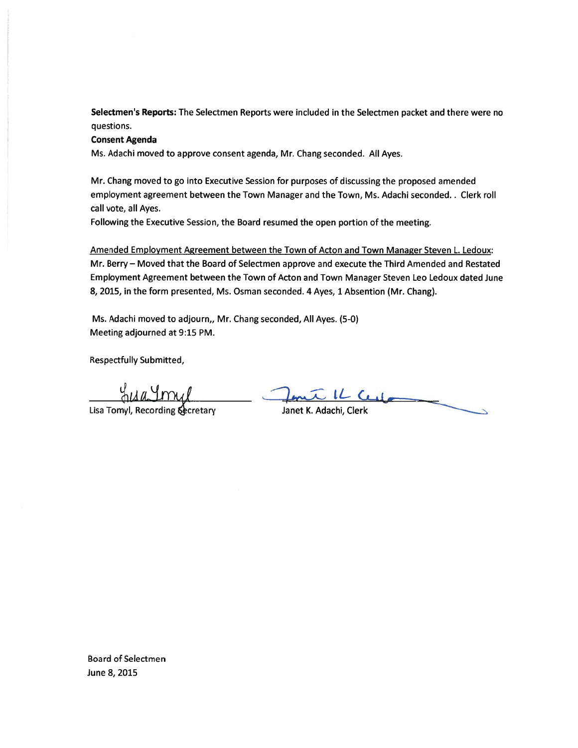**Selectmen's Reports:** The Selectmen Reports were included in the Selectmen packet and there were no questions.

**Consent Agenda**

Ms. Adachi moved to approve consent agenda, Mr. Chang seconded. All Ayes.

Mr. Chang moved to go into Executive Session for purposes of discussing the proposed amended employment agreement between the Town Manager and the Town, Ms. Adachi seconded. . Clerk roll call vote, all Ayes.

Following the Executive Session, the Board resumed the open portion of the meeting.

<u>Amended Employment Agreement between the Town of Acton and Town Manager Steven L. Ledoux</u>:
Mr. Berry – Moved that the Board of Selectmen approve and execute the Third Amended and Restated Employment Agreement between the Town of Acton and Town Manager Steven Leo Ledoux dated June 8, 2015, in the form presented, Ms. Osman seconded. 4 Ayes, 1 Absention (Mr. Chang).

Ms. Adachi moved to adjourn,, Mr. Chang seconded, All Ayes. (5-0)
Meeting adjourned at 9:15 PM.

Respectfully Submitted,

Lisa Tomyl, Recording Secretary

Janet K. Adachi, Clerk

Board of Selectmen
June 8, 2015